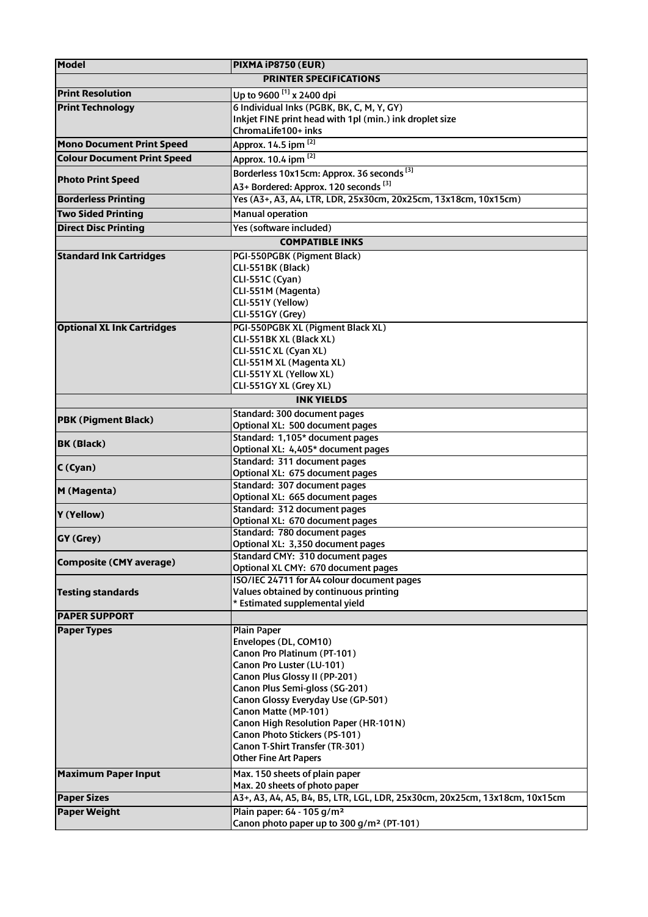| Model | PIXMA iP8750 (EUR) |
|---|---|
| **PRINTER SPECIFICATIONS** | |
| Print Resolution | Up to 9600 [1] x 2400 dpi |
| Print Technology | 6 Individual Inks (PGBK, BK, C, M, Y, GY)<br>Inkjet FINE print head with 1pl (min.) ink droplet size<br>ChromaLife100+ inks |
| Mono Document Print Speed | Approx. 14.5 ipm [2] |
| Colour Document Print Speed | Approx. 10.4 ipm [2] |
| Photo Print Speed | Borderless 10x15cm: Approx. 36 seconds [3]<br>A3+ Bordered: Approx. 120 seconds [3] |
| Borderless Printing | Yes (A3+, A3, A4, LTR, LDR, 25x30cm, 20x25cm, 13x18cm, 10x15cm) |
| Two Sided Printing | Manual operation |
| Direct Disc Printing | Yes (software included) |
| **COMPATIBLE INKS** | |
| Standard Ink Cartridges | PGI-550PGBK (Pigment Black)<br>CLI-551BK (Black)<br>CLI-551C (Cyan)<br>CLI-551M (Magenta)<br>CLI-551Y (Yellow)<br>CLI-551GY (Grey) |
| Optional XL Ink Cartridges | PGI-550PGBK XL (Pigment Black XL)<br>CLI-551BK XL (Black XL)<br>CLI-551C XL (Cyan XL)<br>CLI-551M XL (Magenta XL)<br>CLI-551Y XL (Yellow XL)<br>CLI-551GY XL (Grey XL) |
| **INK YIELDS** | |
| PBK (Pigment Black) | Standard: 300 document pages<br>Optional XL: 500 document pages |
| BK (Black) | Standard: 1,105* document pages<br>Optional XL: 4,405* document pages |
| C (Cyan) | Standard: 311 document pages<br>Optional XL: 675 document pages |
| M (Magenta) | Standard: 307 document pages<br>Optional XL: 665 document pages |
| Y (Yellow) | Standard: 312 document pages<br>Optional XL: 670 document pages |
| GY (Grey) | Standard: 780 document pages<br>Optional XL: 3,350 document pages |
| Composite (CMY average) | Standard CMY: 310 document pages<br>Optional XL CMY: 670 document pages |
| Testing standards | ISO/IEC 24711 for A4 colour document pages<br>Values obtained by continuous printing<br>* Estimated supplemental yield |
| **PAPER SUPPORT** | |
| Paper Types | Plain Paper<br>Envelopes (DL, COM10)<br>Canon Pro Platinum (PT-101)<br>Canon Pro Luster (LU-101)<br>Canon Plus Glossy II (PP-201)<br>Canon Plus Semi-gloss (SG-201)<br>Canon Glossy Everyday Use (GP-501)<br>Canon Matte (MP-101)<br>Canon High Resolution Paper (HR-101N)<br>Canon Photo Stickers (PS-101)<br>Canon T-Shirt Transfer (TR-301)<br>Other Fine Art Papers |
| Maximum Paper Input | Max. 150 sheets of plain paper<br>Max. 20 sheets of photo paper |
| Paper Sizes | A3+, A3, A4, A5, B4, B5, LTR, LGL, LDR, 25x30cm, 20x25cm, 13x18cm, 10x15cm |
| Paper Weight | Plain paper: 64 - 105 g/m²<br>Canon photo paper up to 300 g/m² (PT-101) |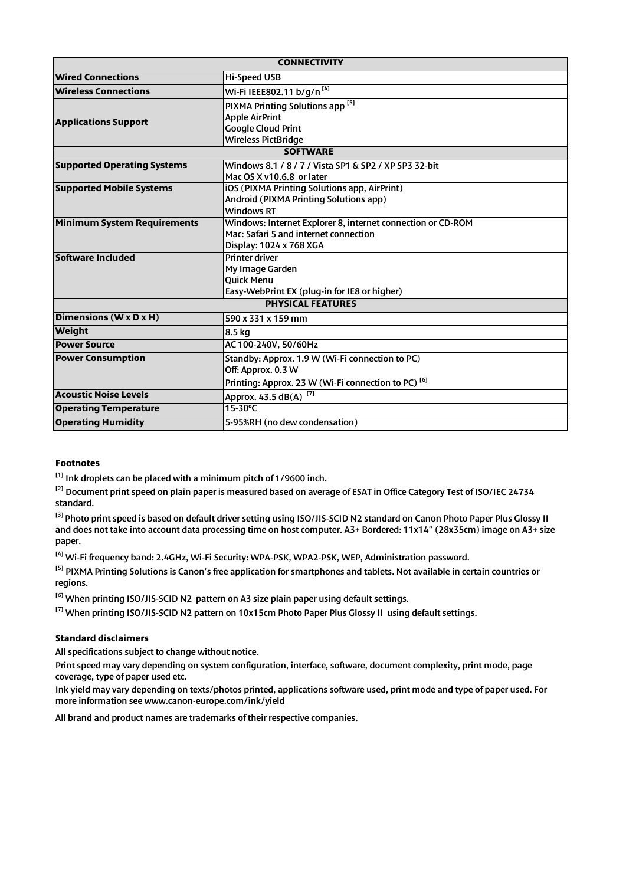| | |
|---|---|
| **CONNECTIVITY** | |
| **Wired Connections** | Hi-Speed USB |
| **Wireless Connections** | Wi-Fi IEEE802.11 b/g/n [4] |
| **Applications Support** | PIXMA Printing Solutions app [5]<br>Apple AirPrint<br>Google Cloud Print<br>Wireless PictBridge |
| **SOFTWARE** | |
| **Supported Operating Systems** | Windows 8.1 / 8 / 7 / Vista SP1 & SP2 / XP SP3 32-bit<br>Mac OS X v10.6.8 or later |
| **Supported Mobile Systems** | iOS (PIXMA Printing Solutions app, AirPrint)<br>Android (PIXMA Printing Solutions app)<br>Windows RT |
| **Minimum System Requirements** | Windows: Internet Explorer 8, internet connection or CD-ROM<br>Mac: Safari 5 and internet connection<br>Display: 1024 x 768 XGA |
| **Software Included** | Printer driver<br>My Image Garden<br>Quick Menu<br>Easy-WebPrint EX (plug-in for IE8 or higher) |
| **PHYSICAL FEATURES** | |
| **Dimensions (W x D x H)** | 590 x 331 x 159 mm |
| **Weight** | 8.5 kg |
| **Power Source** | AC 100-240V, 50/60Hz |
| **Power Consumption** | Standby: Approx. 1.9 W (Wi-Fi connection to PC)<br>Off: Approx. 0.3 W<br>Printing: Approx. 23 W (Wi-Fi connection to PC) [6] |
| **Acoustic Noise Levels** | Approx. 43.5 dB(A) [7] |
| **Operating Temperature** | 15-30°C |
| **Operating Humidity** | 5-95%RH (no dew condensation) |

**Footnotes**

[1] Ink droplets can be placed with a minimum pitch of 1/9600 inch.

[2] Document print speed on plain paper is measured based on average of ESAT in Office Category Test of ISO/IEC 24734 standard.

[3] Photo print speed is based on default driver setting using ISO/JIS-SCID N2 standard on Canon Photo Paper Plus Glossy II and does not take into account data processing time on host computer. A3+ Bordered: 11x14" (28x35cm) image on A3+ size paper.

[4] Wi-Fi frequency band: 2.4GHz, Wi-Fi Security: WPA-PSK, WPA2-PSK, WEP, Administration password.

[5] PIXMA Printing Solutions is Canon's free application for smartphones and tablets. Not available in certain countries or regions.

[6] When printing ISO/JIS-SCID N2 pattern on A3 size plain paper using default settings.

[7] When printing ISO/JIS-SCID N2 pattern on 10x15cm Photo Paper Plus Glossy II using default settings.

**Standard disclaimers**

All specifications subject to change without notice.

Print speed may vary depending on system configuration, interface, software, document complexity, print mode, page coverage, type of paper used etc.

Ink yield may vary depending on texts/photos printed, applications software used, print mode and type of paper used. For more information see www.canon-europe.com/ink/yield

All brand and product names are trademarks of their respective companies.